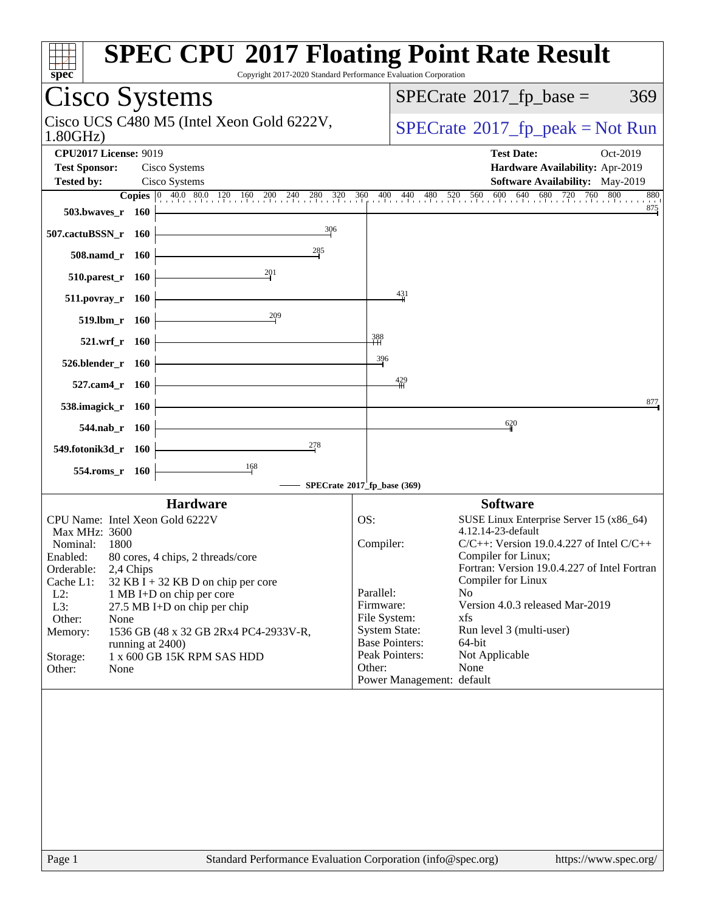# SPEC CPU 2017 Floating Point Rate Result

Copyright 2017-2020 Standard Performance Evaluation Corporation

## Cisco Systems

Cisco UCS C480 M5 (Intel Xeon Gold 6222V, 1.80GHz)

SPECrate 2017_fp_base = 369

SPECrate 2017_fp_peak = Not Run

**CPU2017 License:** 9019
**Test Sponsor:** Cisco Systems
**Tested by:** Cisco Systems

**Test Date:** Oct-2019
**Hardware Availability:** Apr-2019
**Software Availability:** May-2019

Copies 0 40.0 80.0 120 160 200 240 280 320 360 400 440 480 520 560 600 640 680 720 760 800 880

503.bwaves_r 160 875
507.cactuBSSN_r 160 306
508.namd_r 160 285
510.parest_r 160 201
511.povray_r 160 431
519.lbm_r 160 209
521.wrf_r 160 388
526.blender_r 160 396
527.cam4_r 160 429
538.imagick_r 160 877
544.nab_r 160 620
549.fotonik3d_r 160 278
554.roms_r 160 168

SPECrate 2017_fp_base (369)

### Hardware

| | |
|---|---|
| CPU Name: | Intel Xeon Gold 6222V |
| Max MHz: | 3600 |
| Nominal: | 1800 |
| Enabled: | 80 cores, 4 chips, 2 threads/core |
| Orderable: | 2,4 Chips |
| Cache L1: | 32 KB I + 32 KB D on chip per core |
| L2: | 1 MB I+D on chip per core |
| L3: | 27.5 MB I+D on chip per chip |
| Other: | None |
| Memory: | 1536 GB (48 x 32 GB 2Rx4 PC4-2933V-R, running at 2400) |
| Storage: | 1 x 600 GB 15K RPM SAS HDD |
| Other: | None |

### Software

| | |
|---|---|
| OS: | SUSE Linux Enterprise Server 15 (x86_64) 4.12.14-23-default |
| Compiler: | C/C++: Version 19.0.4.227 of Intel C/C++ Compiler for Linux; Fortran: Version 19.0.4.227 of Intel Fortran Compiler for Linux |
| Parallel: | No |
| Firmware: | Version 4.0.3 released Mar-2019 |
| File System: | xfs |
| System State: | Run level 3 (multi-user) |
| Base Pointers: | 64-bit |
| Peak Pointers: | Not Applicable |
| Other: | None |
| Power Management: | default |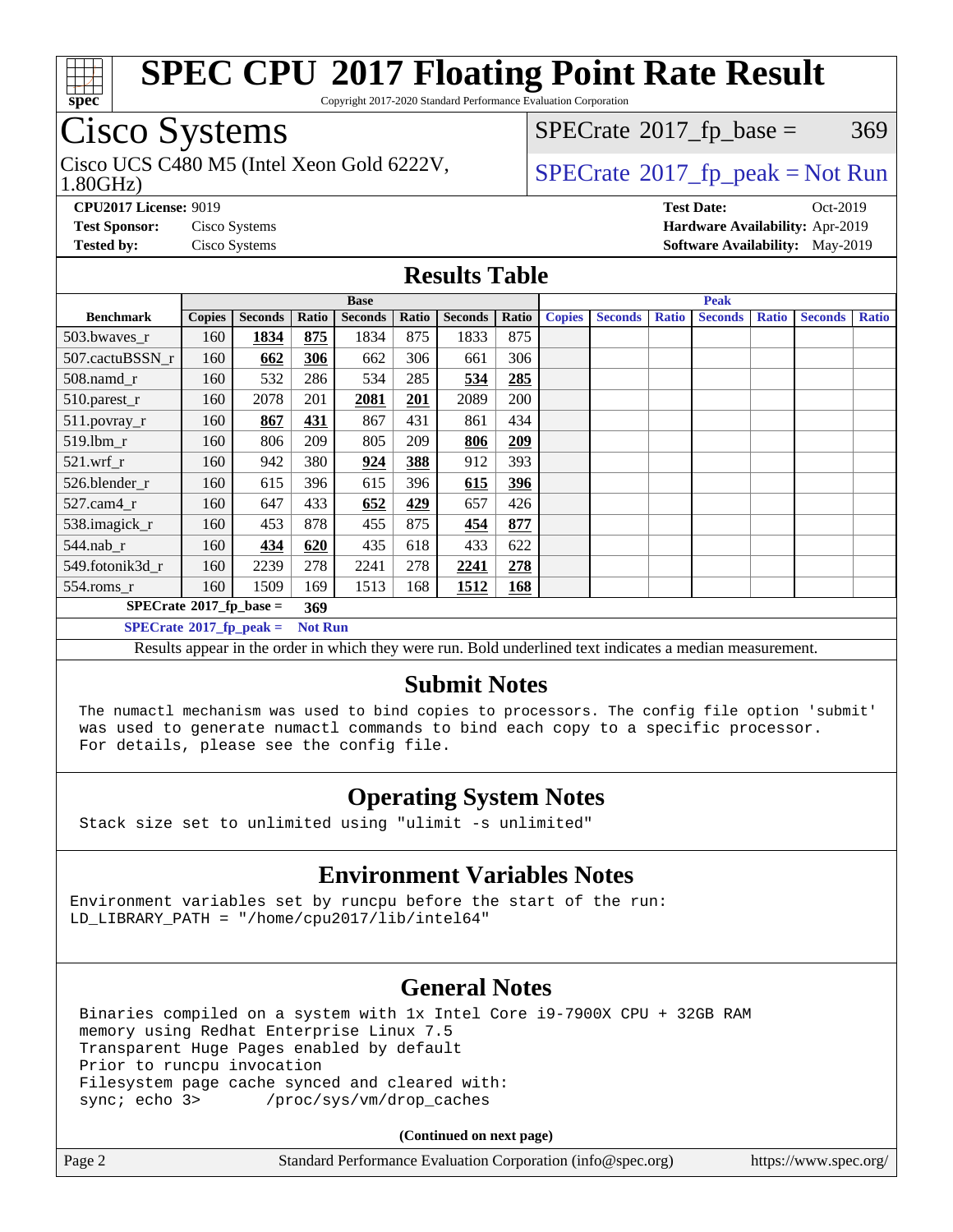# SPEC CPU 2017 Floating Point Rate Result

Copyright 2017-2020 Standard Performance Evaluation Corporation

## Cisco Systems

Cisco UCS C480 M5 (Intel Xeon Gold 6222V, 1.80GHz)

SPECrate 2017_fp_base = 369

SPECrate 2017_fp_peak = Not Run

**CPU2017 License:** 9019
**Test Sponsor:** Cisco Systems
**Tested by:** Cisco Systems

**Test Date:** Oct-2019
**Hardware Availability:** Apr-2019
**Software Availability:** May-2019

## Results Table

| | Base | | | | | | | Peak | | | | | | |
|---|---|---|---|---|---|---|---|---|---|---|---|---|---|---|
| **Benchmark** | **Copies** | **Seconds** | **Ratio** | **Seconds** | **Ratio** | **Seconds** | **Ratio** | **Copies** | **Seconds** | **Ratio** | **Seconds** | **Ratio** | **Seconds** | **Ratio** |
| 503.bwaves_r | 160 | **1834** | **875** | 1834 | 875 | 1833 | 875 | | | | | | | |
| 507.cactuBSSN_r | 160 | **662** | **306** | 662 | 306 | 661 | 306 | | | | | | | |
| 508.namd_r | 160 | 532 | 286 | 534 | 285 | **534** | **285** | | | | | | | |
| 510.parest_r | 160 | 2078 | 201 | **2081** | **201** | 2089 | 200 | | | | | | | |
| 511.povray_r | 160 | **867** | **431** | 867 | 431 | 861 | 434 | | | | | | | |
| 519.lbm_r | 160 | 806 | 209 | 805 | 209 | **806** | **209** | | | | | | | |
| 521.wrf_r | 160 | 942 | 380 | **924** | **388** | 912 | 393 | | | | | | | |
| 526.blender_r | 160 | 615 | 396 | 615 | 396 | **615** | **396** | | | | | | | |
| 527.cam4_r | 160 | 647 | 433 | **652** | **429** | 657 | 426 | | | | | | | |
| 538.imagick_r | 160 | 453 | 878 | 455 | 875 | **454** | **877** | | | | | | | |
| 544.nab_r | 160 | **434** | **620** | 435 | 618 | 433 | 622 | | | | | | | |
| 549.fotonik3d_r | 160 | 2239 | 278 | 2241 | 278 | **2241** | **278** | | | | | | | |
| 554.roms_r | 160 | 1509 | 169 | 1513 | 168 | **1512** | **168** | | | | | | | |

**SPECrate 2017_fp_base = 369**

**SPECrate 2017_fp_peak = Not Run**

Results appear in the order in which they were run. Bold underlined text indicates a median measurement.

## Submit Notes

```
The numactl mechanism was used to bind copies to processors. The config file option 'submit'
was used to generate numactl commands to bind each copy to a specific processor.
For details, please see the config file.
```

## Operating System Notes

```
Stack size set to unlimited using "ulimit -s unlimited"
```

## Environment Variables Notes

```
Environment variables set by runcpu before the start of the run:
LD_LIBRARY_PATH = "/home/cpu2017/lib/intel64"
```

## General Notes

```
Binaries compiled on a system with 1x Intel Core i9-7900X CPU + 32GB RAM
memory using Redhat Enterprise Linux 7.5
Transparent Huge Pages enabled by default
Prior to runcpu invocation
Filesystem page cache synced and cleared with:
sync; echo 3>       /proc/sys/vm/drop_caches
```

**(Continued on next page)**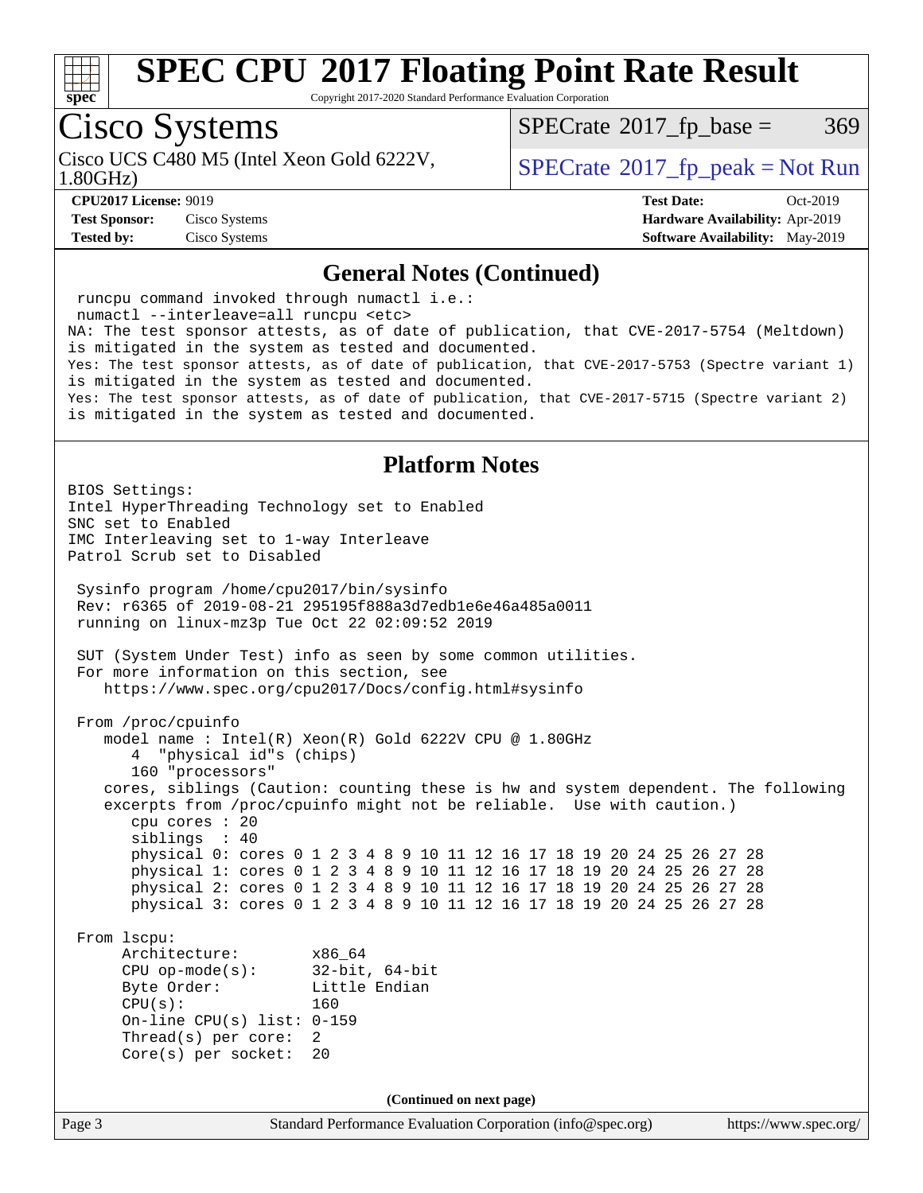## General Notes (Continued)

```
 runcpu command invoked through numactl i.e.:
 numactl --interleave=all runcpu <etc>
NA: The test sponsor attests, as of date of publication, that CVE-2017-5754 (Meltdown)
is mitigated in the system as tested and documented.
Yes: The test sponsor attests, as of date of publication, that CVE-2017-5753 (Spectre variant 1)
is mitigated in the system as tested and documented.
Yes: The test sponsor attests, as of date of publication, that CVE-2017-5715 (Spectre variant 2)
is mitigated in the system as tested and documented.
```

## Platform Notes

```
BIOS Settings:
Intel HyperThreading Technology set to Enabled
SNC set to Enabled
IMC Interleaving set to 1-way Interleave
Patrol Scrub set to Disabled

 Sysinfo program /home/cpu2017/bin/sysinfo
 Rev: r6365 of 2019-08-21 295195f888a3d7edb1e6e46a485a0011
 running on linux-mz3p Tue Oct 22 02:09:52 2019

 SUT (System Under Test) info as seen by some common utilities.
 For more information on this section, see
    https://www.spec.org/cpu2017/Docs/config.html#sysinfo

 From /proc/cpuinfo
    model name : Intel(R) Xeon(R) Gold 6222V CPU @ 1.80GHz
       4  "physical id"s (chips)
       160 "processors"
    cores, siblings (Caution: counting these is hw and system dependent. The following
    excerpts from /proc/cpuinfo might not be reliable.  Use with caution.)
       cpu cores : 20
       siblings  : 40
       physical 0: cores 0 1 2 3 4 8 9 10 11 12 16 17 18 19 20 24 25 26 27 28
       physical 1: cores 0 1 2 3 4 8 9 10 11 12 16 17 18 19 20 24 25 26 27 28
       physical 2: cores 0 1 2 3 4 8 9 10 11 12 16 17 18 19 20 24 25 26 27 28
       physical 3: cores 0 1 2 3 4 8 9 10 11 12 16 17 18 19 20 24 25 26 27 28

 From lscpu:
      Architecture:        x86_64
      CPU op-mode(s):      32-bit, 64-bit
      Byte Order:          Little Endian
      CPU(s):              160
      On-line CPU(s) list: 0-159
      Thread(s) per core:  2
      Core(s) per socket:  20
```

(Continued on next page)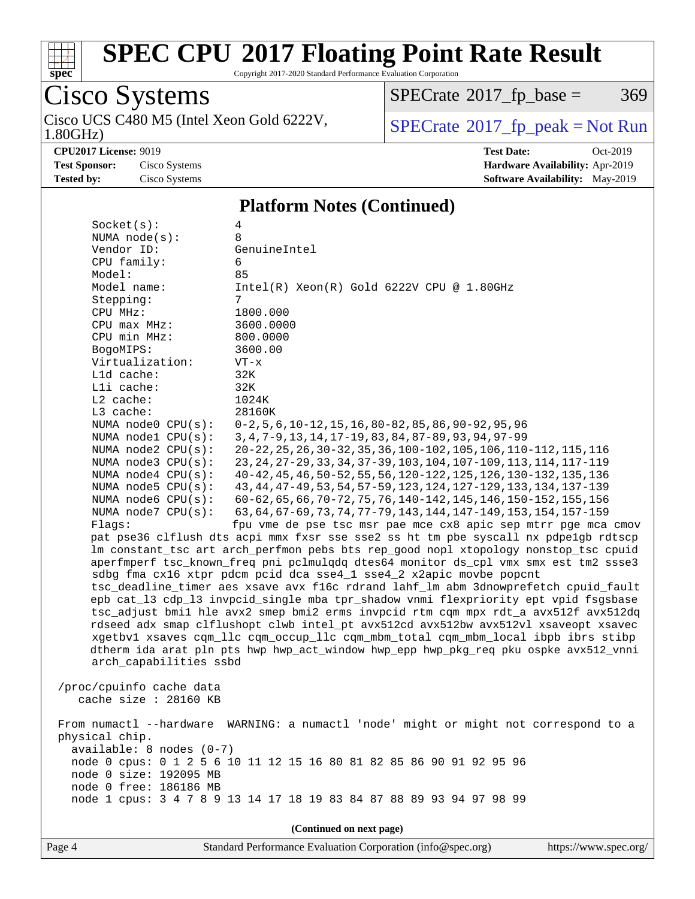# SPEC CPU 2017 Floating Point Rate Result

Copyright 2017-2020 Standard Performance Evaluation Corporation

**Cisco Systems**

Cisco UCS C480 M5 (Intel Xeon Gold 6222V, 1.80GHz)

SPECrate 2017_fp_base = 369

SPECrate 2017_fp_peak = Not Run

**CPU2017 License:** 9019
**Test Sponsor:** Cisco Systems
**Tested by:** Cisco Systems

**Test Date:** Oct-2019
**Hardware Availability:** Apr-2019
**Software Availability:** May-2019

## Platform Notes (Continued)

```
     Socket(s):           4
     NUMA node(s):        8
     Vendor ID:           GenuineIntel
     CPU family:          6
     Model:               85
     Model name:          Intel(R) Xeon(R) Gold 6222V CPU @ 1.80GHz
     Stepping:            7
     CPU MHz:             1800.000
     CPU max MHz:         3600.0000
     CPU min MHz:         800.0000
     BogoMIPS:            3600.00
     Virtualization:      VT-x
     L1d cache:           32K
     L1i cache:           32K
     L2 cache:            1024K
     L3 cache:            28160K
     NUMA node0 CPU(s):   0-2,5,6,10-12,15,16,80-82,85,86,90-92,95,96
     NUMA node1 CPU(s):   3,4,7-9,13,14,17-19,83,84,87-89,93,94,97-99
     NUMA node2 CPU(s):   20-22,25,26,30-32,35,36,100-102,105,106,110-112,115,116
     NUMA node3 CPU(s):   23,24,27-29,33,34,37-39,103,104,107-109,113,114,117-119
     NUMA node4 CPU(s):   40-42,45,46,50-52,55,56,120-122,125,126,130-132,135,136
     NUMA node5 CPU(s):   43,44,47-49,53,54,57-59,123,124,127-129,133,134,137-139
     NUMA node6 CPU(s):   60-62,65,66,70-72,75,76,140-142,145,146,150-152,155,156
     NUMA node7 CPU(s):   63,64,67-69,73,74,77-79,143,144,147-149,153,154,157-159
     Flags:               fpu vme de pse tsc msr pae mce cx8 apic sep mtrr pge mca cmov
     pat pse36 clflush dts acpi mmx fxsr sse sse2 ss ht tm pbe syscall nx pdpe1gb rdtscp
     lm constant_tsc art arch_perfmon pebs bts rep_good nopl xtopology nonstop_tsc cpuid
     aperfmperf tsc_known_freq pni pclmulqdq dtes64 monitor ds_cpl vmx smx est tm2 ssse3
     sdbg fma cx16 xtpr pdcm pcid dca sse4_1 sse4_2 x2apic movbe popcnt
     tsc_deadline_timer aes xsave avx f16c rdrand lahf_lm abm 3dnowprefetch cpuid_fault
     epb cat_l3 cdp_l3 invpcid_single mba tpr_shadow vnmi flexpriority ept vpid fsgsbase
     tsc_adjust bmi1 hle avx2 smep bmi2 erms invpcid rtm cqm mpx rdt_a avx512f avx512dq
     rdseed adx smap clflushopt clwb intel_pt avx512cd avx512bw avx512vl xsaveopt xsavec
     xgetbv1 xsaves cqm_llc cqm_occup_llc cqm_mbm_total cqm_mbm_local ibpb ibrs stibp
     dtherm ida arat pln pts hwp hwp_act_window hwp_epp hwp_pkg_req pku ospke avx512_vnni
     arch_capabilities ssbd

 /proc/cpuinfo cache data
    cache size : 28160 KB

 From numactl --hardware  WARNING: a numactl 'node' might or might not correspond to a
 physical chip.
   available: 8 nodes (0-7)
   node 0 cpus: 0 1 2 5 6 10 11 12 15 16 80 81 82 85 86 90 91 92 95 96
   node 0 size: 192095 MB
   node 0 free: 186186 MB
   node 1 cpus: 3 4 7 8 9 13 14 17 18 19 83 84 87 88 89 93 94 97 98 99
```

**(Continued on next page)**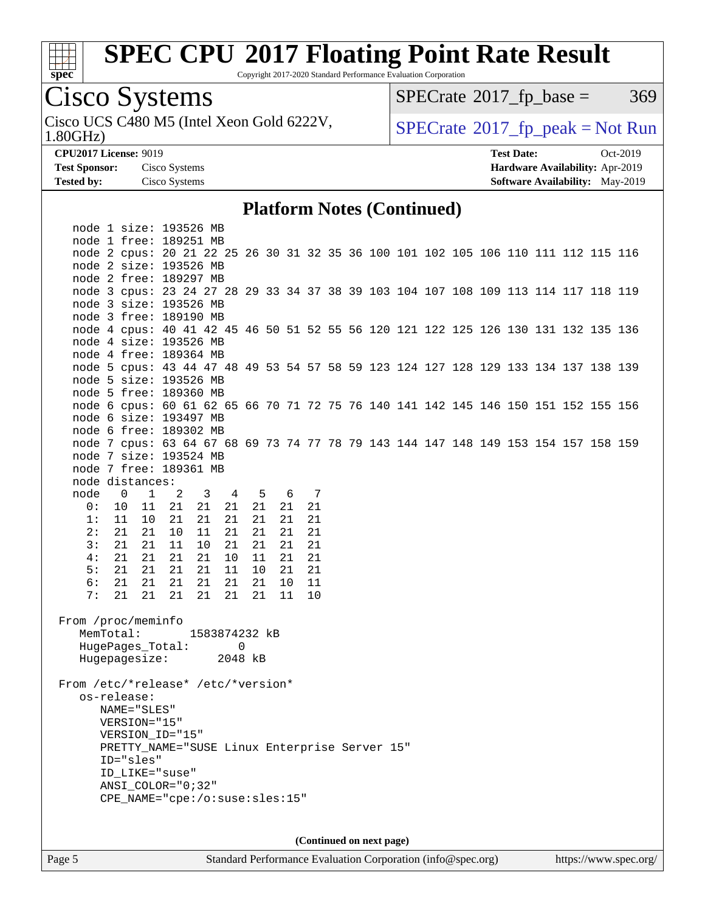# SPEC CPU 2017 Floating Point Rate Result

Copyright 2017-2020 Standard Performance Evaluation Corporation

## Cisco Systems

Cisco UCS C480 M5 (Intel Xeon Gold 6222V, 1.80GHz)

SPECrate 2017_fp_base = 369

SPECrate 2017_fp_peak = Not Run

**CPU2017 License:** 9019
**Test Sponsor:** Cisco Systems
**Tested by:** Cisco Systems

**Test Date:** Oct-2019
**Hardware Availability:** Apr-2019
**Software Availability:** May-2019

### Platform Notes (Continued)

```
   node 1 size: 193526 MB
   node 1 free: 189251 MB
   node 2 cpus: 20 21 22 25 26 30 31 32 35 36 100 101 102 105 106 110 111 112 115 116
   node 2 size: 193526 MB
   node 2 free: 189297 MB
   node 3 cpus: 23 24 27 28 29 33 34 37 38 39 103 104 107 108 109 113 114 117 118 119
   node 3 size: 193526 MB
   node 3 free: 189190 MB
   node 4 cpus: 40 41 42 45 46 50 51 52 55 56 120 121 122 125 126 130 131 132 135 136
   node 4 size: 193526 MB
   node 4 free: 189364 MB
   node 5 cpus: 43 44 47 48 49 53 54 57 58 59 123 124 127 128 129 133 134 137 138 139
   node 5 size: 193526 MB
   node 5 free: 189360 MB
   node 6 cpus: 60 61 62 65 66 70 71 72 75 76 140 141 142 145 146 150 151 152 155 156
   node 6 size: 193497 MB
   node 6 free: 189302 MB
   node 7 cpus: 63 64 67 68 69 73 74 77 78 79 143 144 147 148 149 153 154 157 158 159
   node 7 size: 193524 MB
   node 7 free: 189361 MB
   node distances:
   node   0   1   2   3   4   5   6   7
     0:  10  11  21  21  21  21  21  21
     1:  11  10  21  21  21  21  21  21
     2:  21  21  10  11  21  21  21  21
     3:  21  21  11  10  21  21  21  21
     4:  21  21  21  21  10  11  21  21
     5:  21  21  21  21  11  10  21  21
     6:  21  21  21  21  21  21  10  11
     7:  21  21  21  21  21  21  11  10

 From /proc/meminfo
    MemTotal:       1583874232 kB
    HugePages_Total:       0
    Hugepagesize:       2048 kB

 From /etc/*release* /etc/*version*
    os-release:
       NAME="SLES"
       VERSION="15"
       VERSION_ID="15"
       PRETTY_NAME="SUSE Linux Enterprise Server 15"
       ID="sles"
       ID_LIKE="suse"
       ANSI_COLOR="0;32"
       CPE_NAME="cpe:/o:suse:sles:15"
```

**(Continued on next page)**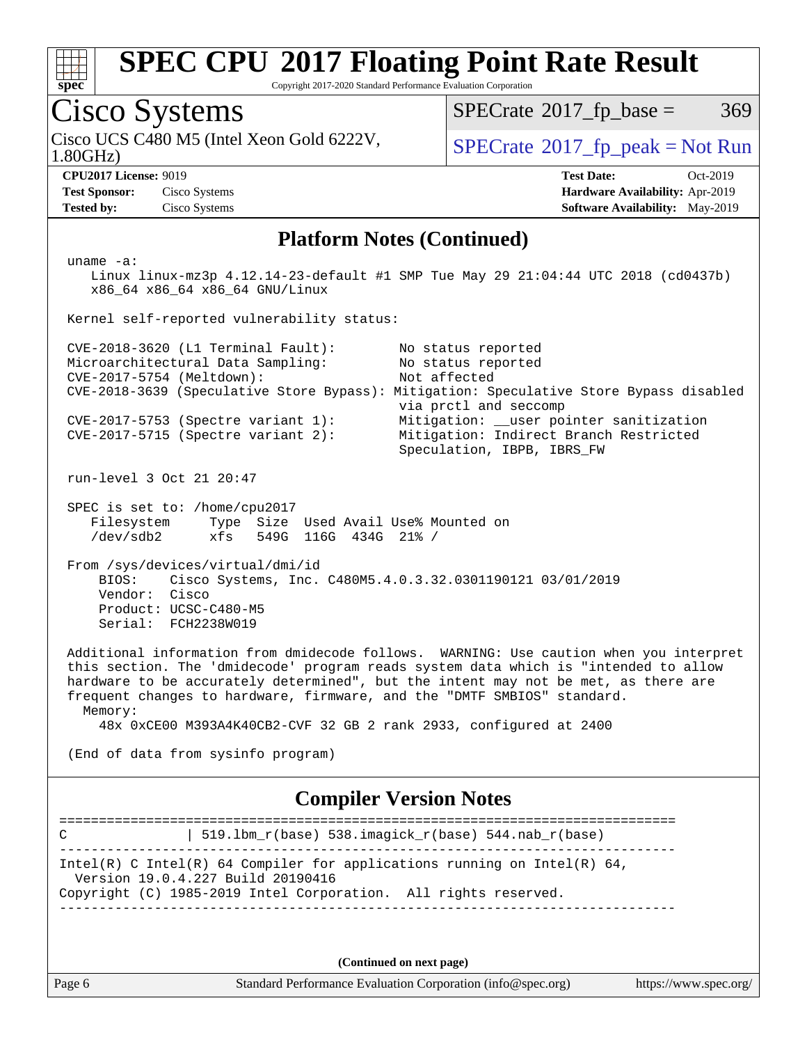# SPEC CPU 2017 Floating Point Rate Result

Copyright 2017-2020 Standard Performance Evaluation Corporation

## Cisco Systems

Cisco UCS C480 M5 (Intel Xeon Gold 6222V, 1.80GHz)

SPECrate 2017_fp_base = 369

SPECrate 2017_fp_peak = Not Run

**CPU2017 License:** 9019
**Test Sponsor:** Cisco Systems
**Tested by:** Cisco Systems

**Test Date:** Oct-2019
**Hardware Availability:** Apr-2019
**Software Availability:** May-2019

### Platform Notes (Continued)

```
uname -a:
   Linux linux-mz3p 4.12.14-23-default #1 SMP Tue May 29 21:04:44 UTC 2018 (cd0437b)
   x86_64 x86_64 x86_64 GNU/Linux

Kernel self-reported vulnerability status:

CVE-2018-3620 (L1 Terminal Fault):        No status reported
Microarchitectural Data Sampling:         No status reported
CVE-2017-5754 (Meltdown):                 Not affected
CVE-2018-3639 (Speculative Store Bypass): Mitigation: Speculative Store Bypass disabled
                                          via prctl and seccomp
CVE-2017-5753 (Spectre variant 1):        Mitigation: __user pointer sanitization
CVE-2017-5715 (Spectre variant 2):        Mitigation: Indirect Branch Restricted
                                          Speculation, IBPB, IBRS_FW

run-level 3 Oct 21 20:47

SPEC is set to: /home/cpu2017
   Filesystem     Type  Size  Used Avail Use% Mounted on
   /dev/sdb2      xfs   549G  116G  434G  21% /

From /sys/devices/virtual/dmi/id
    BIOS:    Cisco Systems, Inc. C480M5.4.0.3.32.0301190121 03/01/2019
    Vendor:  Cisco
    Product: UCSC-C480-M5
    Serial:  FCH2238W019

Additional information from dmidecode follows.  WARNING: Use caution when you interpret
this section. The 'dmidecode' program reads system data which is "intended to allow
hardware to be accurately determined", but the intent may not be met, as there are
frequent changes to hardware, firmware, and the "DMTF SMBIOS" standard.
  Memory:
    48x 0xCE00 M393A4K40CB2-CVF 32 GB 2 rank 2933, configured at 2400

(End of data from sysinfo program)
```

### Compiler Version Notes

```
==============================================================================
C               | 519.lbm_r(base) 538.imagick_r(base) 544.nab_r(base)
------------------------------------------------------------------------------
Intel(R) C Intel(R) 64 Compiler for applications running on Intel(R) 64,
  Version 19.0.4.227 Build 20190416
Copyright (C) 1985-2019 Intel Corporation.  All rights reserved.
------------------------------------------------------------------------------
```

(Continued on next page)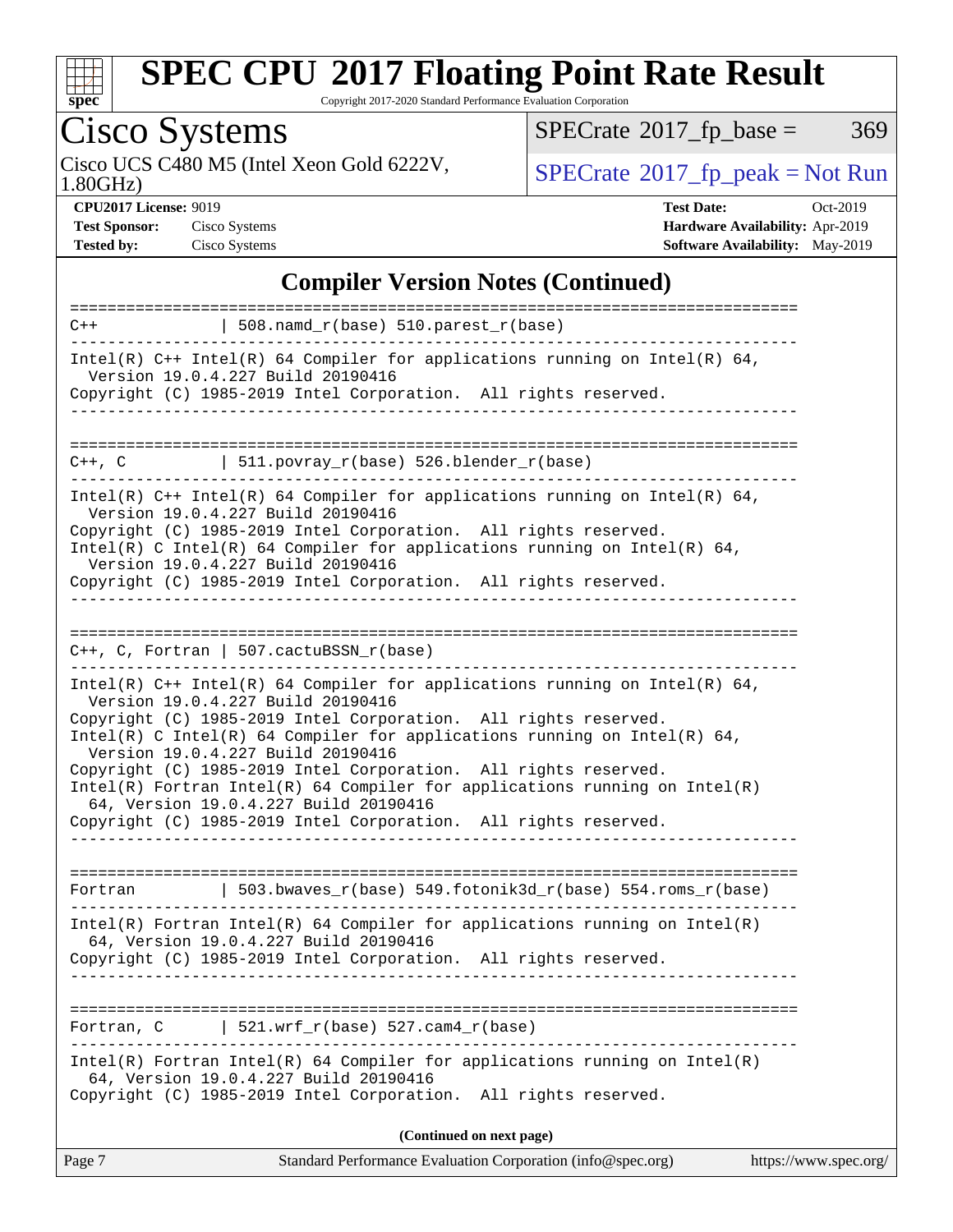## Compiler Version Notes (Continued)

```
==============================================================================
C++             | 508.namd_r(base) 510.parest_r(base)
------------------------------------------------------------------------------
Intel(R) C++ Intel(R) 64 Compiler for applications running on Intel(R) 64,
  Version 19.0.4.227 Build 20190416
Copyright (C) 1985-2019 Intel Corporation.  All rights reserved.
------------------------------------------------------------------------------

==============================================================================
C++, C          | 511.povray_r(base) 526.blender_r(base)
------------------------------------------------------------------------------
Intel(R) C++ Intel(R) 64 Compiler for applications running on Intel(R) 64,
  Version 19.0.4.227 Build 20190416
Copyright (C) 1985-2019 Intel Corporation.  All rights reserved.
Intel(R) C Intel(R) 64 Compiler for applications running on Intel(R) 64,
  Version 19.0.4.227 Build 20190416
Copyright (C) 1985-2019 Intel Corporation.  All rights reserved.
------------------------------------------------------------------------------

==============================================================================
C++, C, Fortran | 507.cactuBSSN_r(base)
------------------------------------------------------------------------------
Intel(R) C++ Intel(R) 64 Compiler for applications running on Intel(R) 64,
  Version 19.0.4.227 Build 20190416
Copyright (C) 1985-2019 Intel Corporation.  All rights reserved.
Intel(R) C Intel(R) 64 Compiler for applications running on Intel(R) 64,
  Version 19.0.4.227 Build 20190416
Copyright (C) 1985-2019 Intel Corporation.  All rights reserved.
Intel(R) Fortran Intel(R) 64 Compiler for applications running on Intel(R)
  64, Version 19.0.4.227 Build 20190416
Copyright (C) 1985-2019 Intel Corporation.  All rights reserved.
------------------------------------------------------------------------------

==============================================================================
Fortran         | 503.bwaves_r(base) 549.fotonik3d_r(base) 554.roms_r(base)
------------------------------------------------------------------------------
Intel(R) Fortran Intel(R) 64 Compiler for applications running on Intel(R)
  64, Version 19.0.4.227 Build 20190416
Copyright (C) 1985-2019 Intel Corporation.  All rights reserved.
------------------------------------------------------------------------------

==============================================================================
Fortran, C      | 521.wrf_r(base) 527.cam4_r(base)
------------------------------------------------------------------------------
Intel(R) Fortran Intel(R) 64 Compiler for applications running on Intel(R)
  64, Version 19.0.4.227 Build 20190416
Copyright (C) 1985-2019 Intel Corporation.  All rights reserved.
```

(Continued on next page)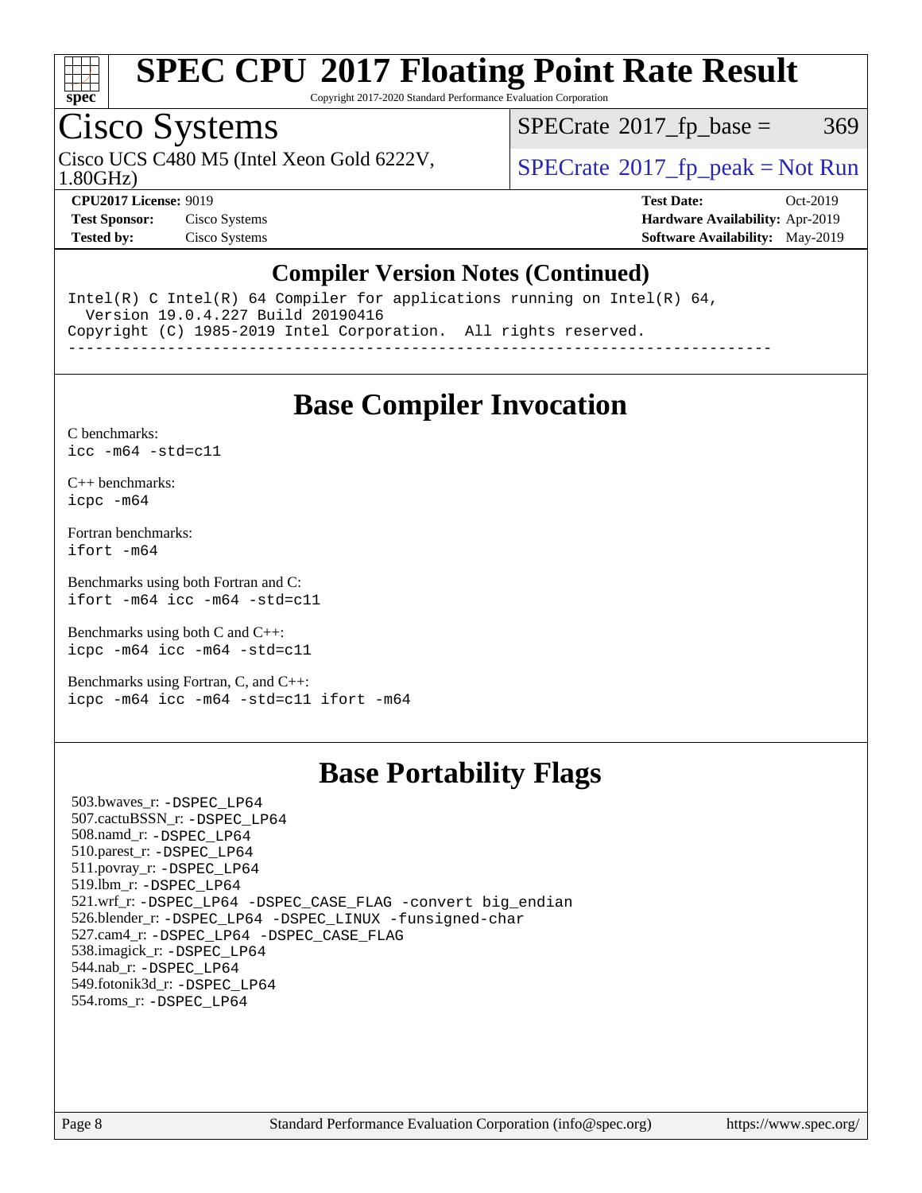## Compiler Version Notes (Continued)

```
Intel(R) C Intel(R) 64 Compiler for applications running on Intel(R) 64,
  Version 19.0.4.227 Build 20190416
Copyright (C) 1985-2019 Intel Corporation.  All rights reserved.
------------------------------------------------------------------------------
```

## Base Compiler Invocation

C benchmarks:
`icc -m64 -std=c11`

C++ benchmarks:
`icpc -m64`

Fortran benchmarks:
`ifort -m64`

Benchmarks using both Fortran and C:
`ifort -m64 icc -m64 -std=c11`

Benchmarks using both C and C++:
`icpc -m64 icc -m64 -std=c11`

Benchmarks using Fortran, C, and C++:
`icpc -m64 icc -m64 -std=c11 ifort -m64`

## Base Portability Flags

503.bwaves_r: -DSPEC_LP64
507.cactuBSSN_r: -DSPEC_LP64
508.namd_r: -DSPEC_LP64
510.parest_r: -DSPEC_LP64
511.povray_r: -DSPEC_LP64
519.lbm_r: -DSPEC_LP64
521.wrf_r: -DSPEC_LP64 -DSPEC_CASE_FLAG -convert big_endian
526.blender_r: -DSPEC_LP64 -DSPEC_LINUX -funsigned-char
527.cam4_r: -DSPEC_LP64 -DSPEC_CASE_FLAG
538.imagick_r: -DSPEC_LP64
544.nab_r: -DSPEC_LP64
549.fotonik3d_r: -DSPEC_LP64
554.roms_r: -DSPEC_LP64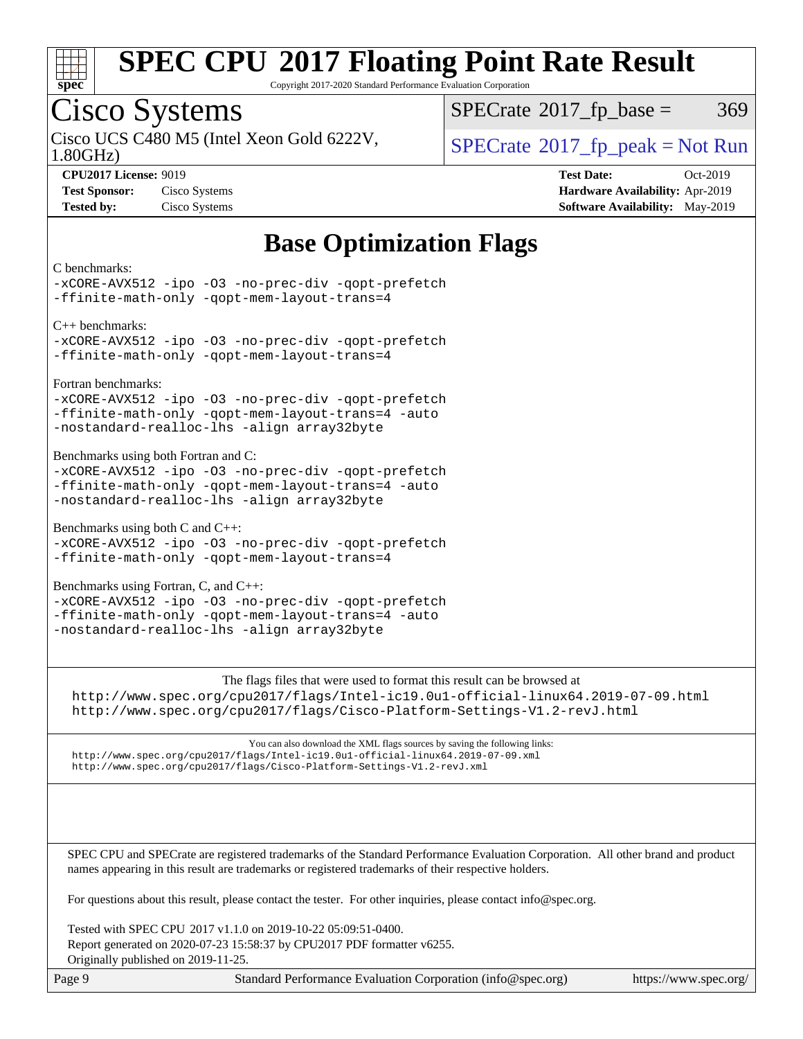# SPEC CPU 2017 Floating Point Rate Result

Copyright 2017-2020 Standard Performance Evaluation Corporation

## Cisco Systems

Cisco UCS C480 M5 (Intel Xeon Gold 6222V, 1.80GHz)

SPECrate 2017_fp_base = 369

SPECrate 2017_fp_peak = Not Run

**CPU2017 License:** 9019
**Test Sponsor:** Cisco Systems
**Tested by:** Cisco Systems

**Test Date:** Oct-2019
**Hardware Availability:** Apr-2019
**Software Availability:** May-2019

## Base Optimization Flags

C benchmarks:

```
-xCORE-AVX512 -ipo -O3 -no-prec-div -qopt-prefetch
-ffinite-math-only -qopt-mem-layout-trans=4
```

C++ benchmarks:

```
-xCORE-AVX512 -ipo -O3 -no-prec-div -qopt-prefetch
-ffinite-math-only -qopt-mem-layout-trans=4
```

Fortran benchmarks:

```
-xCORE-AVX512 -ipo -O3 -no-prec-div -qopt-prefetch
-ffinite-math-only -qopt-mem-layout-trans=4 -auto
-nostandard-realloc-lhs -align array32byte
```

Benchmarks using both Fortran and C:

```
-xCORE-AVX512 -ipo -O3 -no-prec-div -qopt-prefetch
-ffinite-math-only -qopt-mem-layout-trans=4 -auto
-nostandard-realloc-lhs -align array32byte
```

Benchmarks using both C and C++:

```
-xCORE-AVX512 -ipo -O3 -no-prec-div -qopt-prefetch
-ffinite-math-only -qopt-mem-layout-trans=4
```

Benchmarks using Fortran, C, and C++:

```
-xCORE-AVX512 -ipo -O3 -no-prec-div -qopt-prefetch
-ffinite-math-only -qopt-mem-layout-trans=4 -auto
-nostandard-realloc-lhs -align array32byte
```

The flags files that were used to format this result can be browsed at
http://www.spec.org/cpu2017/flags/Intel-ic19.0u1-official-linux64.2019-07-09.html
http://www.spec.org/cpu2017/flags/Cisco-Platform-Settings-V1.2-revJ.html

You can also download the XML flags sources by saving the following links:
http://www.spec.org/cpu2017/flags/Intel-ic19.0u1-official-linux64.2019-07-09.xml
http://www.spec.org/cpu2017/flags/Cisco-Platform-Settings-V1.2-revJ.xml

SPEC CPU and SPECrate are registered trademarks of the Standard Performance Evaluation Corporation. All other brand and product names appearing in this result are trademarks or registered trademarks of their respective holders.

For questions about this result, please contact the tester. For other inquiries, please contact info@spec.org.

Tested with SPEC CPU 2017 v1.1.0 on 2019-10-22 05:09:51-0400.
Report generated on 2020-07-23 15:58:37 by CPU2017 PDF formatter v6255.
Originally published on 2019-11-25.